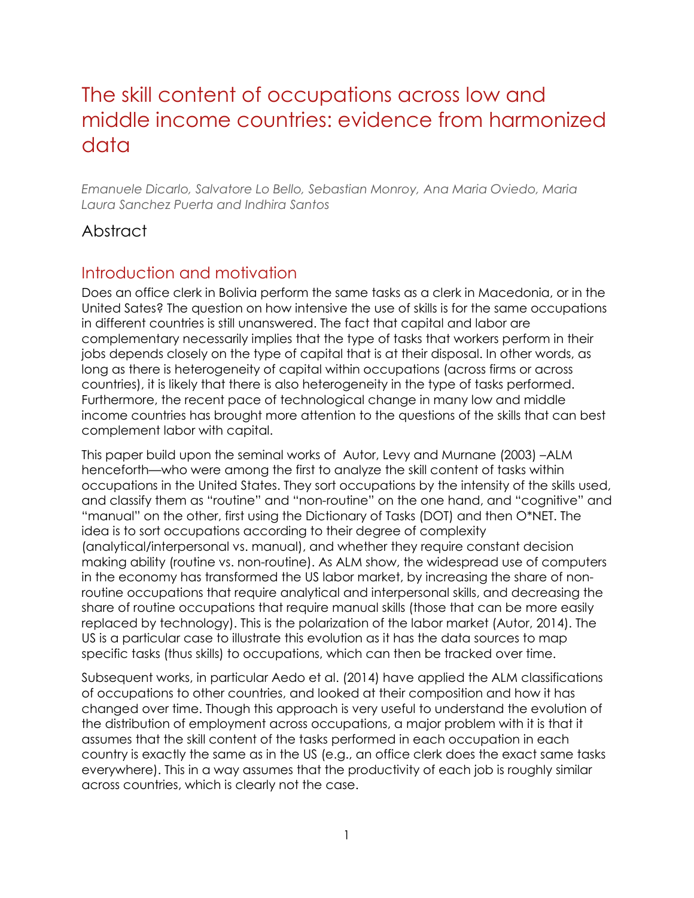# The skill content of occupations across low and middle income countries: evidence from harmonized data

*Emanuele Dicarlo, Salvatore Lo Bello, Sebastian Monroy, Ana Maria Oviedo, Maria Laura Sanchez Puerta and Indhira Santos*

## Abstract

## Introduction and motivation

Does an office clerk in Bolivia perform the same tasks as a clerk in Macedonia, or in the United Sates? The question on how intensive the use of skills is for the same occupations in different countries is still unanswered. The fact that capital and labor are complementary necessarily implies that the type of tasks that workers perform in their jobs depends closely on the type of capital that is at their disposal. In other words, as long as there is heterogeneity of capital within occupations (across firms or across countries), it is likely that there is also heterogeneity in the type of tasks performed. Furthermore, the recent pace of technological change in many low and middle income countries has brought more attention to the questions of the skills that can best complement labor with capital.

This paper build upon the seminal works of Autor, Levy and Murnane (2003) –ALM henceforth—who were among the first to analyze the skill content of tasks within occupations in the United States. They sort occupations by the intensity of the skills used, and classify them as "routine" and "non-routine" on the one hand, and "cognitive" and "manual" on the other, first using the Dictionary of Tasks (DOT) and then O*NET. The idea is to sort occupations according to their degree of complexity (analytical/interpersonal vs. manual), and whether they require constant decision making ability (routine vs. non-routine). As ALM show, the widespread use of computers in the economy has transformed the US labor market, by increasing the share of non-routine occupations that require analytical and interpersonal skills, and decreasing the share of routine occupations that require manual skills (those that can be more easily replaced by technology). This is the polarization of the labor market (Autor, 2014). The US is a particular case to illustrate this evolution as it has the data sources to map specific tasks (thus skills) to occupations, which can then be tracked over time.

Subsequent works, in particular Aedo et al. (2014) have applied the ALM classifications of occupations to other countries, and looked at their composition and how it has changed over time. Though this approach is very useful to understand the evolution of the distribution of employment across occupations, a major problem with it is that it assumes that the skill content of the tasks performed in each occupation in each country is exactly the same as in the US (e.g., an office clerk does the exact same tasks everywhere). This in a way assumes that the productivity of each job is roughly similar across countries, which is clearly not the case.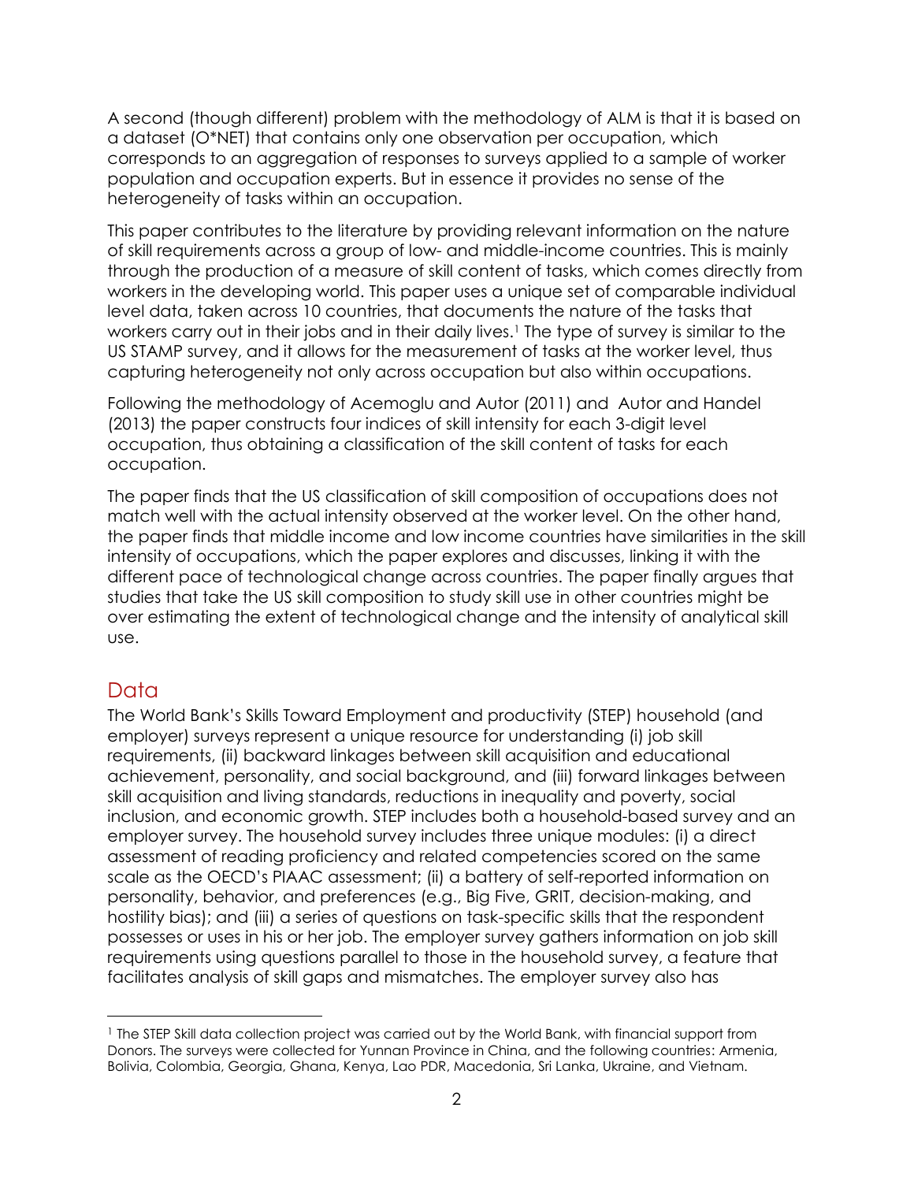A second (though different) problem with the methodology of ALM is that it is based on a dataset (O*NET) that contains only one observation per occupation, which corresponds to an aggregation of responses to surveys applied to a sample of worker population and occupation experts. But in essence it provides no sense of the heterogeneity of tasks within an occupation.

This paper contributes to the literature by providing relevant information on the nature of skill requirements across a group of low- and middle-income countries. This is mainly through the production of a measure of skill content of tasks, which comes directly from workers in the developing world. This paper uses a unique set of comparable individual level data, taken across 10 countries, that documents the nature of the tasks that workers carry out in their jobs and in their daily lives.[1] The type of survey is similar to the US STAMP survey, and it allows for the measurement of tasks at the worker level, thus capturing heterogeneity not only across occupation but also within occupations.

Following the methodology of Acemoglu and Autor (2011) and Autor and Handel (2013) the paper constructs four indices of skill intensity for each 3-digit level occupation, thus obtaining a classification of the skill content of tasks for each occupation.

The paper finds that the US classification of skill composition of occupations does not match well with the actual intensity observed at the worker level. On the other hand, the paper finds that middle income and low income countries have similarities in the skill intensity of occupations, which the paper explores and discusses, linking it with the different pace of technological change across countries. The paper finally argues that studies that take the US skill composition to study skill use in other countries might be over estimating the extent of technological change and the intensity of analytical skill use.

## Data

The World Bank's Skills Toward Employment and productivity (STEP) household (and employer) surveys represent a unique resource for understanding (i) job skill requirements, (ii) backward linkages between skill acquisition and educational achievement, personality, and social background, and (iii) forward linkages between skill acquisition and living standards, reductions in inequality and poverty, social inclusion, and economic growth. STEP includes both a household-based survey and an employer survey. The household survey includes three unique modules: (i) a direct assessment of reading proficiency and related competencies scored on the same scale as the OECD's PIAAC assessment; (ii) a battery of self-reported information on personality, behavior, and preferences (e.g., Big Five, GRIT, decision-making, and hostility bias); and (iii) a series of questions on task-specific skills that the respondent possesses or uses in his or her job. The employer survey gathers information on job skill requirements using questions parallel to those in the household survey, a feature that facilitates analysis of skill gaps and mismatches. The employer survey also has

[1] The STEP Skill data collection project was carried out by the World Bank, with financial support from Donors. The surveys were collected for Yunnan Province in China, and the following countries: Armenia, Bolivia, Colombia, Georgia, Ghana, Kenya, Lao PDR, Macedonia, Sri Lanka, Ukraine, and Vietnam.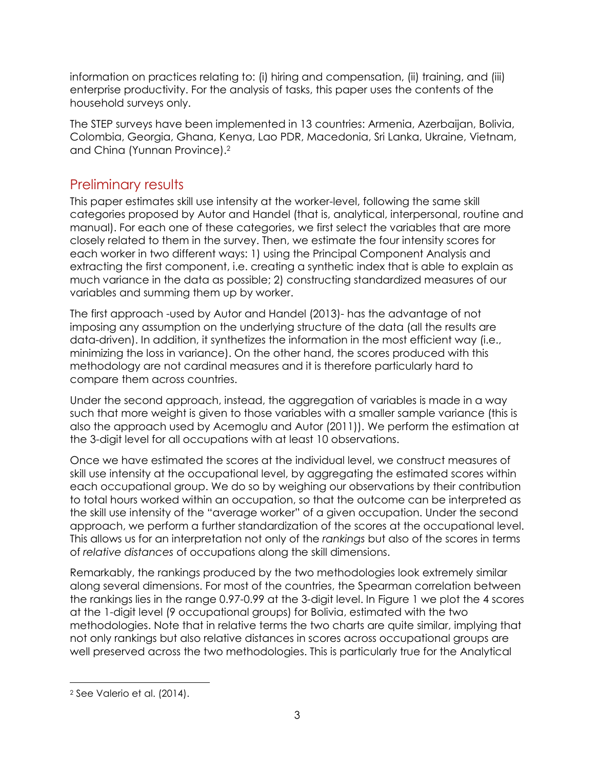information on practices relating to: (i) hiring and compensation, (ii) training, and (iii) enterprise productivity. For the analysis of tasks, this paper uses the contents of the household surveys only.

The STEP surveys have been implemented in 13 countries: Armenia, Azerbaijan, Bolivia, Colombia, Georgia, Ghana, Kenya, Lao PDR, Macedonia, Sri Lanka, Ukraine, Vietnam, and China (Yunnan Province).[2]

## Preliminary results

This paper estimates skill use intensity at the worker-level, following the same skill categories proposed by Autor and Handel (that is, analytical, interpersonal, routine and manual). For each one of these categories, we first select the variables that are more closely related to them in the survey. Then, we estimate the four intensity scores for each worker in two different ways: 1) using the Principal Component Analysis and extracting the first component, i.e. creating a synthetic index that is able to explain as much variance in the data as possible; 2) constructing standardized measures of our variables and summing them up by worker.

The first approach -used by Autor and Handel (2013)- has the advantage of not imposing any assumption on the underlying structure of the data (all the results are data-driven). In addition, it synthetizes the information in the most efficient way (i.e., minimizing the loss in variance). On the other hand, the scores produced with this methodology are not cardinal measures and it is therefore particularly hard to compare them across countries.

Under the second approach, instead, the aggregation of variables is made in a way such that more weight is given to those variables with a smaller sample variance (this is also the approach used by Acemoglu and Autor (2011)). We perform the estimation at the 3-digit level for all occupations with at least 10 observations.

Once we have estimated the scores at the individual level, we construct measures of skill use intensity at the occupational level, by aggregating the estimated scores within each occupational group. We do so by weighing our observations by their contribution to total hours worked within an occupation, so that the outcome can be interpreted as the skill use intensity of the "average worker" of a given occupation. Under the second approach, we perform a further standardization of the scores at the occupational level. This allows us for an interpretation not only of the *rankings* but also of the scores in terms of *relative distances* of occupations along the skill dimensions.

Remarkably, the rankings produced by the two methodologies look extremely similar along several dimensions. For most of the countries, the Spearman correlation between the rankings lies in the range 0.97-0.99 at the 3-digit level. In Figure 1 we plot the 4 scores at the 1-digit level (9 occupational groups) for Bolivia, estimated with the two methodologies. Note that in relative terms the two charts are quite similar, implying that not only rankings but also relative distances in scores across occupational groups are well preserved across the two methodologies. This is particularly true for the Analytical

[2] See Valerio et al. (2014).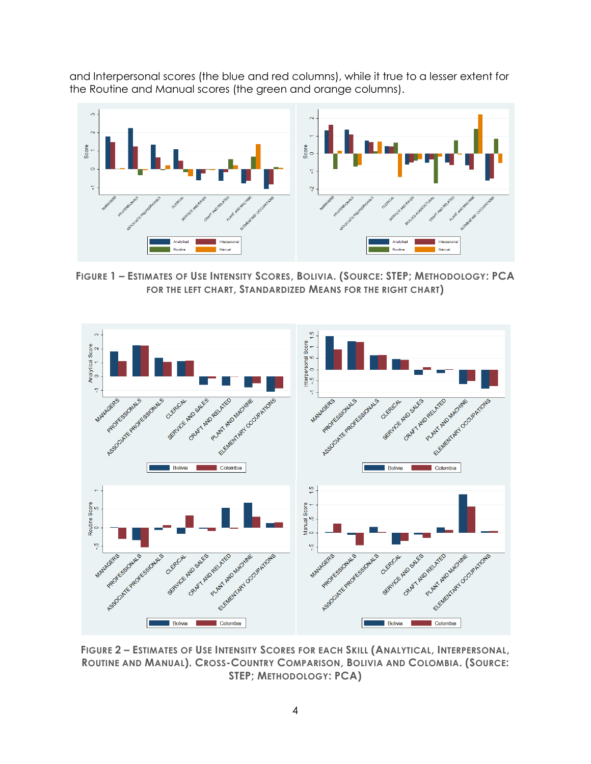and Interpersonal scores (the blue and red columns), while it true to a lesser extent for the Routine and Manual scores (the green and orange columns).

**FIGURE 1 – ESTIMATES OF USE INTENSITY SCORES, BOLIVIA. (SOURCE: STEP; METHODOLOGY: PCA FOR THE LEFT CHART, STANDARDIZED MEANS FOR THE RIGHT CHART)**

**FIGURE 2 – ESTIMATES OF USE INTENSITY SCORES FOR EACH SKILL (ANALYTICAL, INTERPERSONAL, ROUTINE AND MANUAL). CROSS-COUNTRY COMPARISON, BOLIVIA AND COLOMBIA. (SOURCE: STEP; METHODOLOGY: PCA)**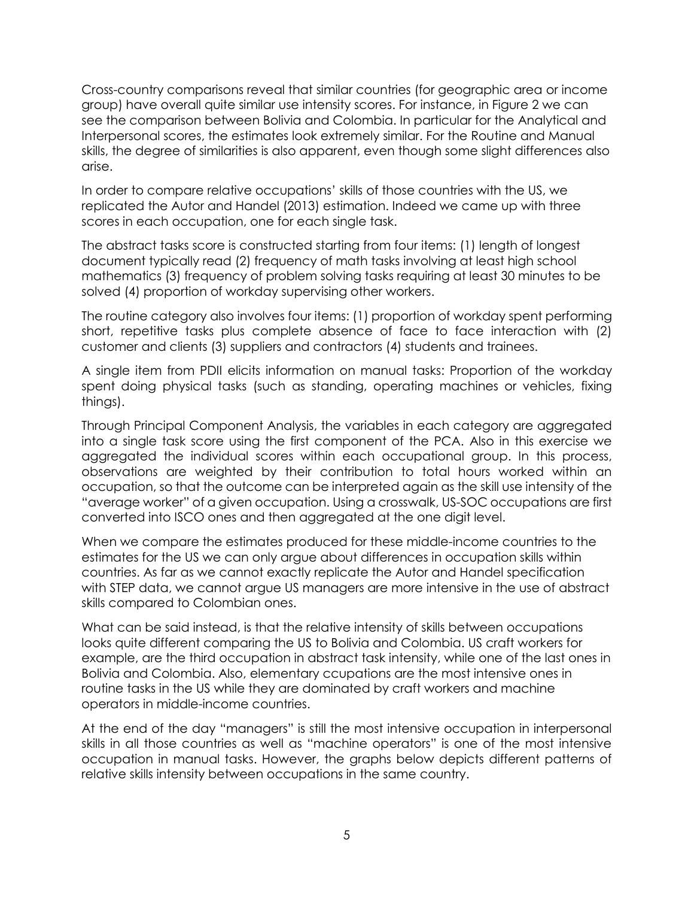Cross-country comparisons reveal that similar countries (for geographic area or income group) have overall quite similar use intensity scores. For instance, in Figure 2 we can see the comparison between Bolivia and Colombia. In particular for the Analytical and Interpersonal scores, the estimates look extremely similar. For the Routine and Manual skills, the degree of similarities is also apparent, even though some slight differences also arise.

In order to compare relative occupations' skills of those countries with the US, we replicated the Autor and Handel (2013) estimation. Indeed we came up with three scores in each occupation, one for each single task.

The abstract tasks score is constructed starting from four items: (1) length of longest document typically read (2) frequency of math tasks involving at least high school mathematics (3) frequency of problem solving tasks requiring at least 30 minutes to be solved (4) proportion of workday supervising other workers.

The routine category also involves four items: (1) proportion of workday spent performing short, repetitive tasks plus complete absence of face to face interaction with (2) customer and clients (3) suppliers and contractors (4) students and trainees.

A single item from PDII elicits information on manual tasks: Proportion of the workday spent doing physical tasks (such as standing, operating machines or vehicles, fixing things).

Through Principal Component Analysis, the variables in each category are aggregated into a single task score using the first component of the PCA. Also in this exercise we aggregated the individual scores within each occupational group. In this process, observations are weighted by their contribution to total hours worked within an occupation, so that the outcome can be interpreted again as the skill use intensity of the "average worker" of a given occupation. Using a crosswalk, US-SOC occupations are first converted into ISCO ones and then aggregated at the one digit level.

When we compare the estimates produced for these middle-income countries to the estimates for the US we can only argue about differences in occupation skills within countries. As far as we cannot exactly replicate the Autor and Handel specification with STEP data, we cannot argue US managers are more intensive in the use of abstract skills compared to Colombian ones.

What can be said instead, is that the relative intensity of skills between occupations looks quite different comparing the US to Bolivia and Colombia. US craft workers for example, are the third occupation in abstract task intensity, while one of the last ones in Bolivia and Colombia. Also, elementary ccupations are the most intensive ones in routine tasks in the US while they are dominated by craft workers and machine operators in middle-income countries.

At the end of the day "managers" is still the most intensive occupation in interpersonal skills in all those countries as well as "machine operators" is one of the most intensive occupation in manual tasks. However, the graphs below depicts different patterns of relative skills intensity between occupations in the same country.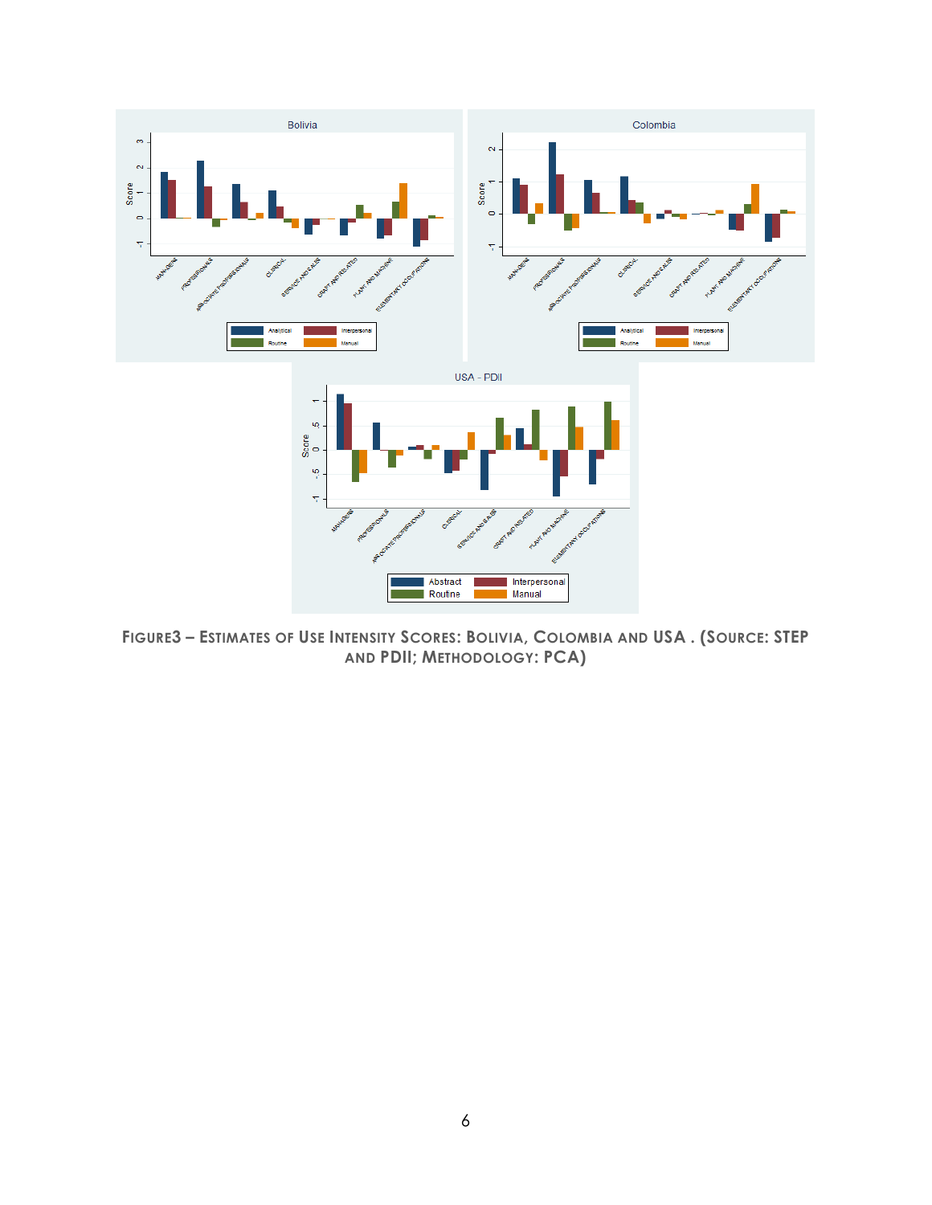Bolivia

Score

3
2
1
0
-1

MANAGERS
PROFESSIONALS
ASSOCIATE PROFESSIONALS
CLERICAL
SERVICE AND SALES
CRAFT AND RELATED
PLANT AND MACHINE
ELEMENTARY OCCUPATIONS

Analytical
Interpersonal
Routine
Manual

Colombia

Score

2
1
0
-1

MANAGERS
PROFESSIONALS
ASSOCIATE PROFESSIONALS
CLERICAL
SERVICE AND SALES
CRAFT AND RELATED
PLANT AND MACHINE
ELEMENTARY OCCUPATIONS

Analytical
Interpersonal
Routine
Manual

USA - PDII

Score

1
.5
0
-.5
-1

MANAGERS
PROFESSIONALS
ASSOCIATE PROFESSIONALS
CLERICAL
SERVICE AND SALES
CRAFT AND RELATED
PLANT AND MACHINE
ELEMENTARY OCCUPATIONS

Abstract
Interpersonal
Routine
Manual

**FIGURE3 – ESTIMATES OF USE INTENSITY SCORES: BOLIVIA, COLOMBIA AND USA . (SOURCE: STEP AND PDII; METHODOLOGY: PCA)**